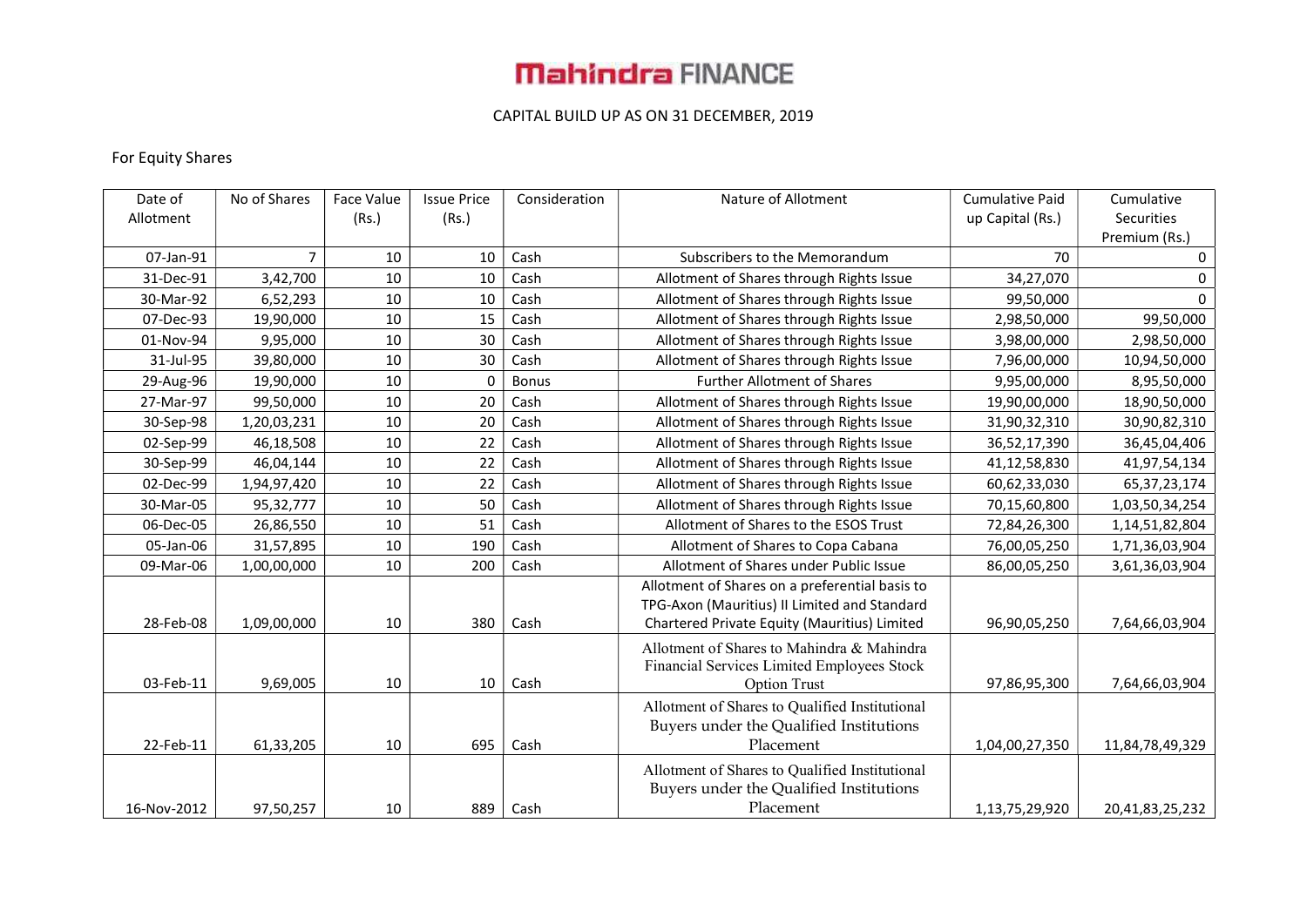# Mahindra FINANCE

CAPITAL BUILD UP AS ON 31 DECEMBER, 2019

For Equity Shares

| Date of Allotment | No of Shares | Face Value (Rs.) | Issue Price (Rs.) | Consideration | Nature of Allotment | Cumulative Paid up Capital (Rs.) | Cumulative Securities Premium (Rs.) |
|---|---|---|---|---|---|---|---|
| 07-Jan-91 | 7 | 10 | 10 | Cash | Subscribers to the Memorandum | 70 | 0 |
| 31-Dec-91 | 3,42,700 | 10 | 10 | Cash | Allotment of Shares through Rights Issue | 34,27,070 | 0 |
| 30-Mar-92 | 6,52,293 | 10 | 10 | Cash | Allotment of Shares through Rights Issue | 99,50,000 | 0 |
| 07-Dec-93 | 19,90,000 | 10 | 15 | Cash | Allotment of Shares through Rights Issue | 2,98,50,000 | 99,50,000 |
| 01-Nov-94 | 9,95,000 | 10 | 30 | Cash | Allotment of Shares through Rights Issue | 3,98,00,000 | 2,98,50,000 |
| 31-Jul-95 | 39,80,000 | 10 | 30 | Cash | Allotment of Shares through Rights Issue | 7,96,00,000 | 10,94,50,000 |
| 29-Aug-96 | 19,90,000 | 10 | 0 | Bonus | Further Allotment of Shares | 9,95,00,000 | 8,95,50,000 |
| 27-Mar-97 | 99,50,000 | 10 | 20 | Cash | Allotment of Shares through Rights Issue | 19,90,00,000 | 18,90,50,000 |
| 30-Sep-98 | 1,20,03,231 | 10 | 20 | Cash | Allotment of Shares through Rights Issue | 31,90,32,310 | 30,90,82,310 |
| 02-Sep-99 | 46,18,508 | 10 | 22 | Cash | Allotment of Shares through Rights Issue | 36,52,17,390 | 36,45,04,406 |
| 30-Sep-99 | 46,04,144 | 10 | 22 | Cash | Allotment of Shares through Rights Issue | 41,12,58,830 | 41,97,54,134 |
| 02-Dec-99 | 1,94,97,420 | 10 | 22 | Cash | Allotment of Shares through Rights Issue | 60,62,33,030 | 65,37,23,174 |
| 30-Mar-05 | 95,32,777 | 10 | 50 | Cash | Allotment of Shares through Rights Issue | 70,15,60,800 | 1,03,50,34,254 |
| 06-Dec-05 | 26,86,550 | 10 | 51 | Cash | Allotment of Shares to the ESOS Trust | 72,84,26,300 | 1,14,51,82,804 |
| 05-Jan-06 | 31,57,895 | 10 | 190 | Cash | Allotment of Shares to Copa Cabana | 76,00,05,250 | 1,71,36,03,904 |
| 09-Mar-06 | 1,00,00,000 | 10 | 200 | Cash | Allotment of Shares under Public Issue | 86,00,05,250 | 3,61,36,03,904 |
| 28-Feb-08 | 1,09,00,000 | 10 | 380 | Cash | Allotment of Shares on a preferential basis to TPG-Axon (Mauritius) II Limited and Standard Chartered Private Equity (Mauritius) Limited | 96,90,05,250 | 7,64,66,03,904 |
| 03-Feb-11 | 9,69,005 | 10 | 10 | Cash | Allotment of Shares to Mahindra & Mahindra Financial Services Limited Employees Stock Option Trust | 97,86,95,300 | 7,64,66,03,904 |
| 22-Feb-11 | 61,33,205 | 10 | 695 | Cash | Allotment of Shares to Qualified Institutional Buyers under the Qualified Institutions Placement | 1,04,00,27,350 | 11,84,78,49,329 |
| 16-Nov-2012 | 97,50,257 | 10 | 889 | Cash | Allotment of Shares to Qualified Institutional Buyers under the Qualified Institutions Placement | 1,13,75,29,920 | 20,41,83,25,232 |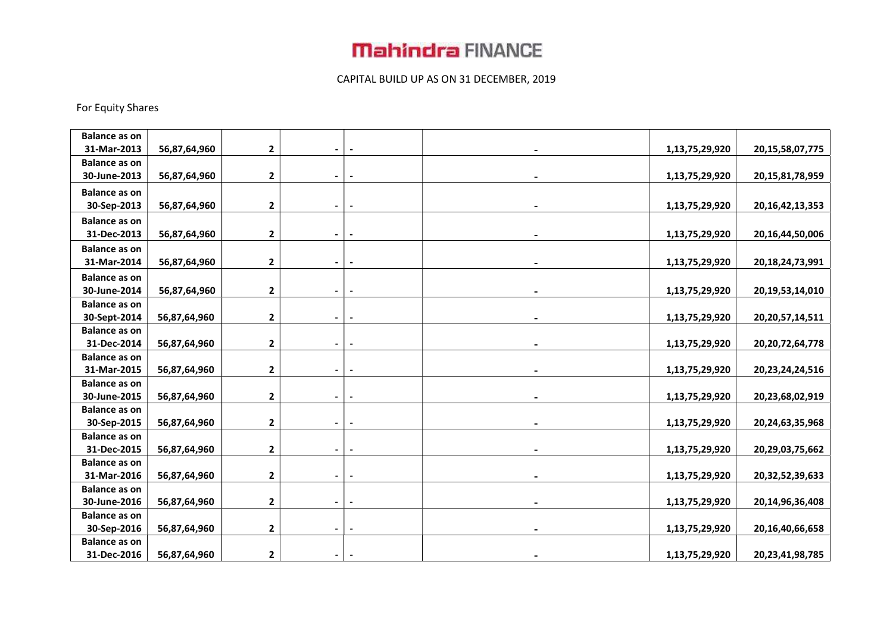# Mahindra FINANCE

CAPITAL BUILD UP AS ON 31 DECEMBER, 2019

For Equity Shares

| | | | | | | | |
|---|---|---|---|---|---|---|---|
| **Balance as on 31-Mar-2013** | **56,87,64,960** | **2** | **-** | **-** | **-** | **1,13,75,29,920** | **20,15,58,07,775** |
| **Balance as on 30-June-2013** | **56,87,64,960** | **2** | **-** | **-** | **-** | **1,13,75,29,920** | **20,15,81,78,959** |
| **Balance as on 30-Sep-2013** | **56,87,64,960** | **2** | **-** | **-** | **-** | **1,13,75,29,920** | **20,16,42,13,353** |
| **Balance as on 31-Dec-2013** | **56,87,64,960** | **2** | **-** | **-** | **-** | **1,13,75,29,920** | **20,16,44,50,006** |
| **Balance as on 31-Mar-2014** | **56,87,64,960** | **2** | **-** | **-** | **-** | **1,13,75,29,920** | **20,18,24,73,991** |
| **Balance as on 30-June-2014** | **56,87,64,960** | **2** | **-** | **-** | **-** | **1,13,75,29,920** | **20,19,53,14,010** |
| **Balance as on 30-Sept-2014** | **56,87,64,960** | **2** | **-** | **-** | **-** | **1,13,75,29,920** | **20,20,57,14,511** |
| **Balance as on 31-Dec-2014** | **56,87,64,960** | **2** | **-** | **-** | **-** | **1,13,75,29,920** | **20,20,72,64,778** |
| **Balance as on 31-Mar-2015** | **56,87,64,960** | **2** | **-** | **-** | **-** | **1,13,75,29,920** | **20,23,24,24,516** |
| **Balance as on 30-June-2015** | **56,87,64,960** | **2** | **-** | **-** | **-** | **1,13,75,29,920** | **20,23,68,02,919** |
| **Balance as on 30-Sep-2015** | **56,87,64,960** | **2** | **-** | **-** | **-** | **1,13,75,29,920** | **20,24,63,35,968** |
| **Balance as on 31-Dec-2015** | **56,87,64,960** | **2** | **-** | **-** | **-** | **1,13,75,29,920** | **20,29,03,75,662** |
| **Balance as on 31-Mar-2016** | **56,87,64,960** | **2** | **-** | **-** | **-** | **1,13,75,29,920** | **20,32,52,39,633** |
| **Balance as on 30-June-2016** | **56,87,64,960** | **2** | **-** | **-** | **-** | **1,13,75,29,920** | **20,14,96,36,408** |
| **Balance as on 30-Sep-2016** | **56,87,64,960** | **2** | **-** | **-** | **-** | **1,13,75,29,920** | **20,16,40,66,658** |
| **Balance as on 31-Dec-2016** | **56,87,64,960** | **2** | **-** | **-** | **-** | **1,13,75,29,920** | **20,23,41,98,785** |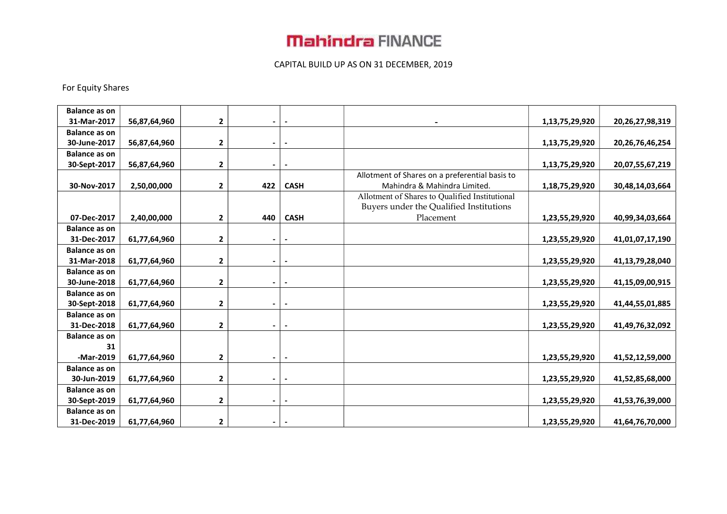# Mahindra FINANCE

CAPITAL BUILD UP AS ON 31 DECEMBER, 2019

For Equity Shares

| | | | | | | | |
|---|---|---|---|---|---|---|---|
| Balance as on 31-Mar-2017 | 56,87,64,960 | 2 | - | - | - | 1,13,75,29,920 | 20,26,27,98,319 |
| Balance as on 30-June-2017 | 56,87,64,960 | 2 | - | - | | 1,13,75,29,920 | 20,26,76,46,254 |
| Balance as on 30-Sept-2017 | 56,87,64,960 | 2 | - | - | | 1,13,75,29,920 | 20,07,55,67,219 |
| 30-Nov-2017 | 2,50,00,000 | 2 | 422 | CASH | Allotment of Shares on a preferential basis to Mahindra & Mahindra Limited. | 1,18,75,29,920 | 30,48,14,03,664 |
| 07-Dec-2017 | 2,40,00,000 | 2 | 440 | CASH | Allotment of Shares to Qualified Institutional Buyers under the Qualified Institutions Placement | 1,23,55,29,920 | 40,99,34,03,664 |
| Balance as on 31-Dec-2017 | 61,77,64,960 | 2 | - | - | | 1,23,55,29,920 | 41,01,07,17,190 |
| Balance as on 31-Mar-2018 | 61,77,64,960 | 2 | - | - | | 1,23,55,29,920 | 41,13,79,28,040 |
| Balance as on 30-June-2018 | 61,77,64,960 | 2 | - | - | | 1,23,55,29,920 | 41,15,09,00,915 |
| Balance as on 30-Sept-2018 | 61,77,64,960 | 2 | - | - | | 1,23,55,29,920 | 41,44,55,01,885 |
| Balance as on 31-Dec-2018 | 61,77,64,960 | 2 | - | - | | 1,23,55,29,920 | 41,49,76,32,092 |
| Balance as on 31 -Mar-2019 | 61,77,64,960 | 2 | - | - | | 1,23,55,29,920 | 41,52,12,59,000 |
| Balance as on 30-Jun-2019 | 61,77,64,960 | 2 | - | - | | 1,23,55,29,920 | 41,52,85,68,000 |
| Balance as on 30-Sept-2019 | 61,77,64,960 | 2 | - | - | | 1,23,55,29,920 | 41,53,76,39,000 |
| Balance as on 31-Dec-2019 | 61,77,64,960 | 2 | - | - | | 1,23,55,29,920 | 41,64,76,70,000 |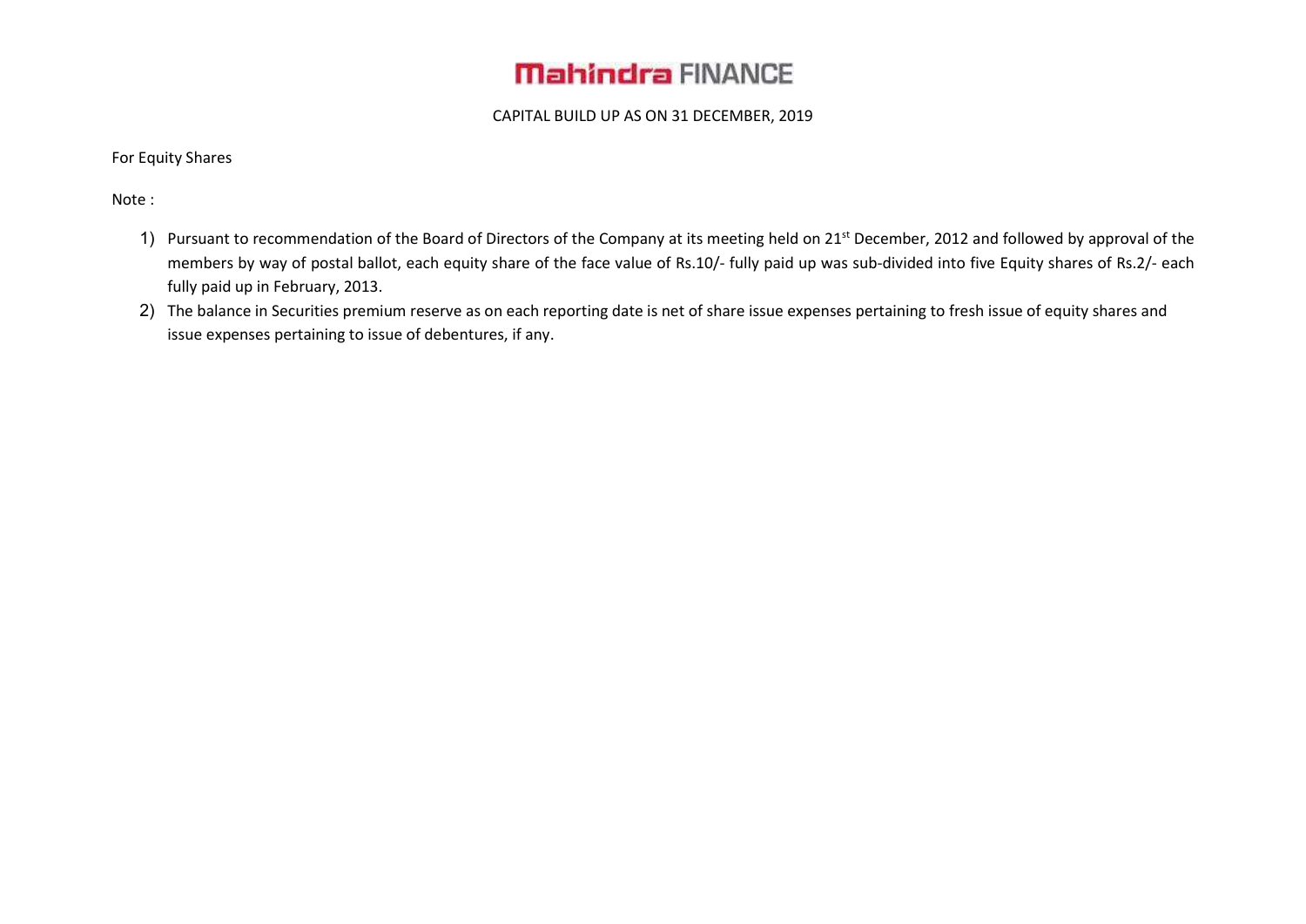# Mahindra FINANCE

CAPITAL BUILD UP AS ON 31 DECEMBER, 2019

For Equity Shares

Note :

1) Pursuant to recommendation of the Board of Directors of the Company at its meeting held on 21st December, 2012 and followed by approval of the members by way of postal ballot, each equity share of the face value of Rs.10/- fully paid up was sub-divided into five Equity shares of Rs.2/- each fully paid up in February, 2013.
2) The balance in Securities premium reserve as on each reporting date is net of share issue expenses pertaining to fresh issue of equity shares and issue expenses pertaining to issue of debentures, if any.